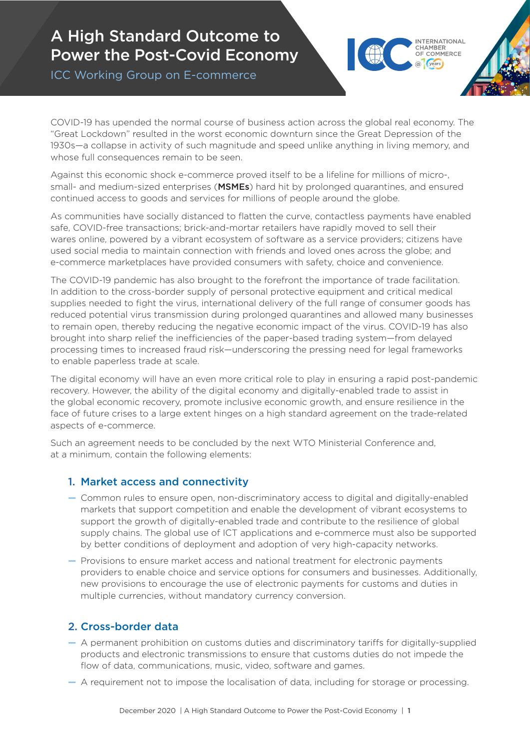# A High Standard Outcome to Power the Post-Covid Economy

ICC Working Group on E-commerce

COVID-19 has upended the normal course of business action across the global real economy. The "Great Lockdown" resulted in the worst economic downturn since the Great Depression of the 1930s—a collapse in activity of such magnitude and speed unlike anything in living memory, and whose full consequences remain to be seen.

Against this economic shock e-commerce proved itself to be a lifeline for millions of micro-, small- and medium-sized enterprises (**MSMEs**) hard hit by prolonged quarantines, and ensured continued access to goods and services for millions of people around the globe.

As communities have socially distanced to flatten the curve, contactless payments have enabled safe, COVID-free transactions; brick-and-mortar retailers have rapidly moved to sell their wares online, powered by a vibrant ecosystem of software as a service providers; citizens have used social media to maintain connection with friends and loved ones across the globe; and e-commerce marketplaces have provided consumers with safety, choice and convenience.

The COVID-19 pandemic has also brought to the forefront the importance of trade facilitation. In addition to the cross-border supply of personal protective equipment and critical medical supplies needed to fight the virus, international delivery of the full range of consumer goods has reduced potential virus transmission during prolonged quarantines and allowed many businesses to remain open, thereby reducing the negative economic impact of the virus. COVID-19 has also brought into sharp relief the inefficiencies of the paper-based trading system—from delayed processing times to increased fraud risk—underscoring the pressing need for legal frameworks to enable paperless trade at scale.

The digital economy will have an even more critical role to play in ensuring a rapid post-pandemic recovery. However, the ability of the digital economy and digitally-enabled trade to assist in the global economic recovery, promote inclusive economic growth, and ensure resilience in the face of future crises to a large extent hinges on a high standard agreement on the trade-related aspects of e-commerce.

Such an agreement needs to be concluded by the next WTO Ministerial Conference and, at a minimum, contain the following elements:

## 1. Market access and connectivity

- Common rules to ensure open, non-discriminatory access to digital and digitally-enabled markets that support competition and enable the development of vibrant ecosystems to support the growth of digitally-enabled trade and contribute to the resilience of global supply chains. The global use of ICT applications and e-commerce must also be supported by better conditions of deployment and adoption of very high-capacity networks.
- Provisions to ensure market access and national treatment for electronic payments providers to enable choice and service options for consumers and businesses. Additionally, new provisions to encourage the use of electronic payments for customs and duties in multiple currencies, without mandatory currency conversion.

## 2. Cross-border data

- A permanent prohibition on customs duties and discriminatory tariffs for digitally-supplied products and electronic transmissions to ensure that customs duties do not impede the flow of data, communications, music, video, software and games.
- A requirement not to impose the localisation of data, including for storage or processing.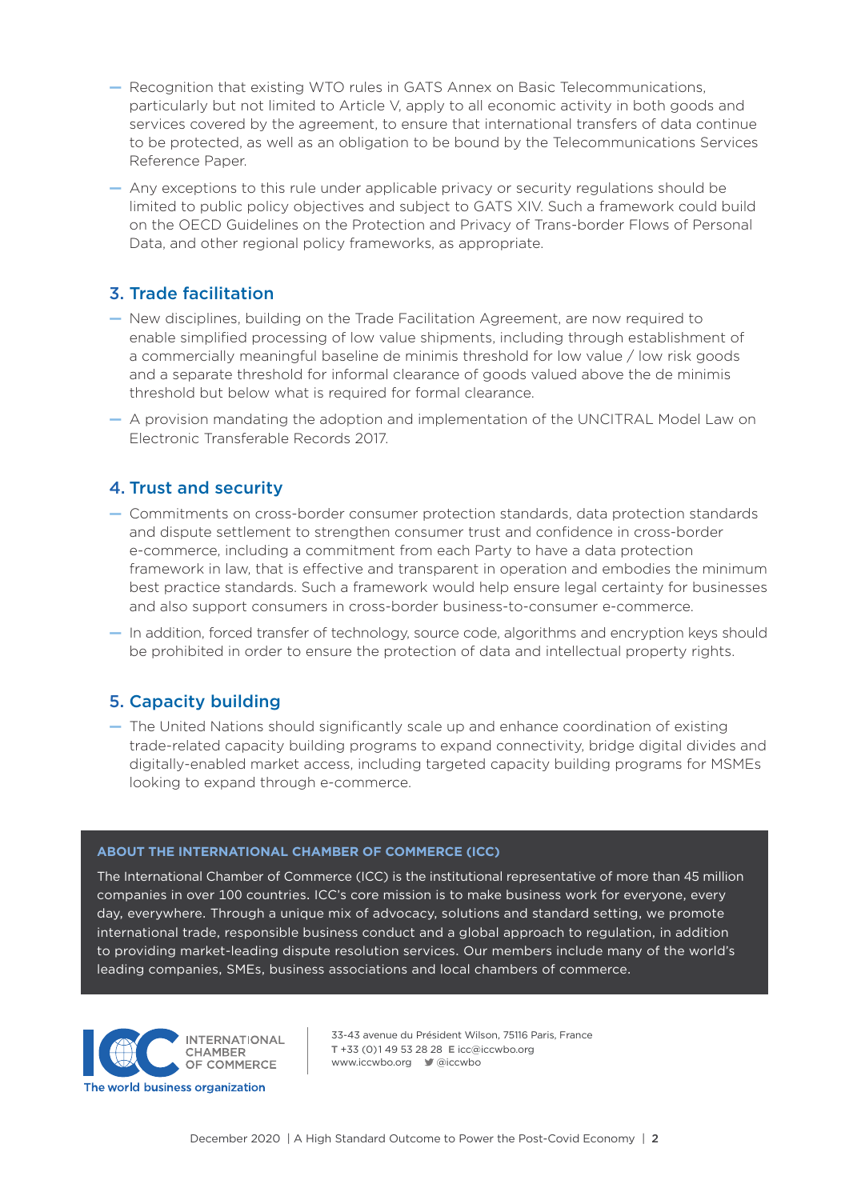- Recognition that existing WTO rules in GATS Annex on Basic Telecommunications, particularly but not limited to Article V, apply to all economic activity in both goods and services covered by the agreement, to ensure that international transfers of data continue to be protected, as well as an obligation to be bound by the Telecommunications Services Reference Paper.
- Any exceptions to this rule under applicable privacy or security regulations should be limited to public policy objectives and subject to GATS XIV. Such a framework could build on the OECD Guidelines on the Protection and Privacy of Trans-border Flows of Personal Data, and other regional policy frameworks, as appropriate.

## 3. Trade facilitation

- New disciplines, building on the Trade Facilitation Agreement, are now required to enable simplified processing of low value shipments, including through establishment of a commercially meaningful baseline de minimis threshold for low value / low risk goods and a separate threshold for informal clearance of goods valued above the de minimis threshold but below what is required for formal clearance.
- A provision mandating the adoption and implementation of the UNCITRAL Model Law on Electronic Transferable Records 2017.

## 4. Trust and security

- Commitments on cross-border consumer protection standards, data protection standards and dispute settlement to strengthen consumer trust and confidence in cross-border e-commerce, including a commitment from each Party to have a data protection framework in law, that is effective and transparent in operation and embodies the minimum best practice standards. Such a framework would help ensure legal certainty for businesses and also support consumers in cross-border business-to-consumer e-commerce.
- In addition, forced transfer of technology, source code, algorithms and encryption keys should be prohibited in order to ensure the protection of data and intellectual property rights.

## 5. Capacity building

- The United Nations should significantly scale up and enhance coordination of existing trade-related capacity building programs to expand connectivity, bridge digital divides and digitally-enabled market access, including targeted capacity building programs for MSMEs looking to expand through e-commerce.

**ABOUT THE INTERNATIONAL CHAMBER OF COMMERCE (ICC)**

The International Chamber of Commerce (ICC) is the institutional representative of more than 45 million companies in over 100 countries. ICC's core mission is to make business work for everyone, every day, everywhere. Through a unique mix of advocacy, solutions and standard setting, we promote international trade, responsible business conduct and a global approach to regulation, in addition to providing market-leading dispute resolution services. Our members include many of the world's leading companies, SMEs, business associations and local chambers of commerce.

ICC INTERNATIONAL CHAMBER OF COMMERCE
The world business organization

33-43 avenue du Président Wilson, 75116 Paris, France
T +33 (0)1 49 53 28 28 E icc@iccwbo.org
www.iccwbo.org @iccwbo